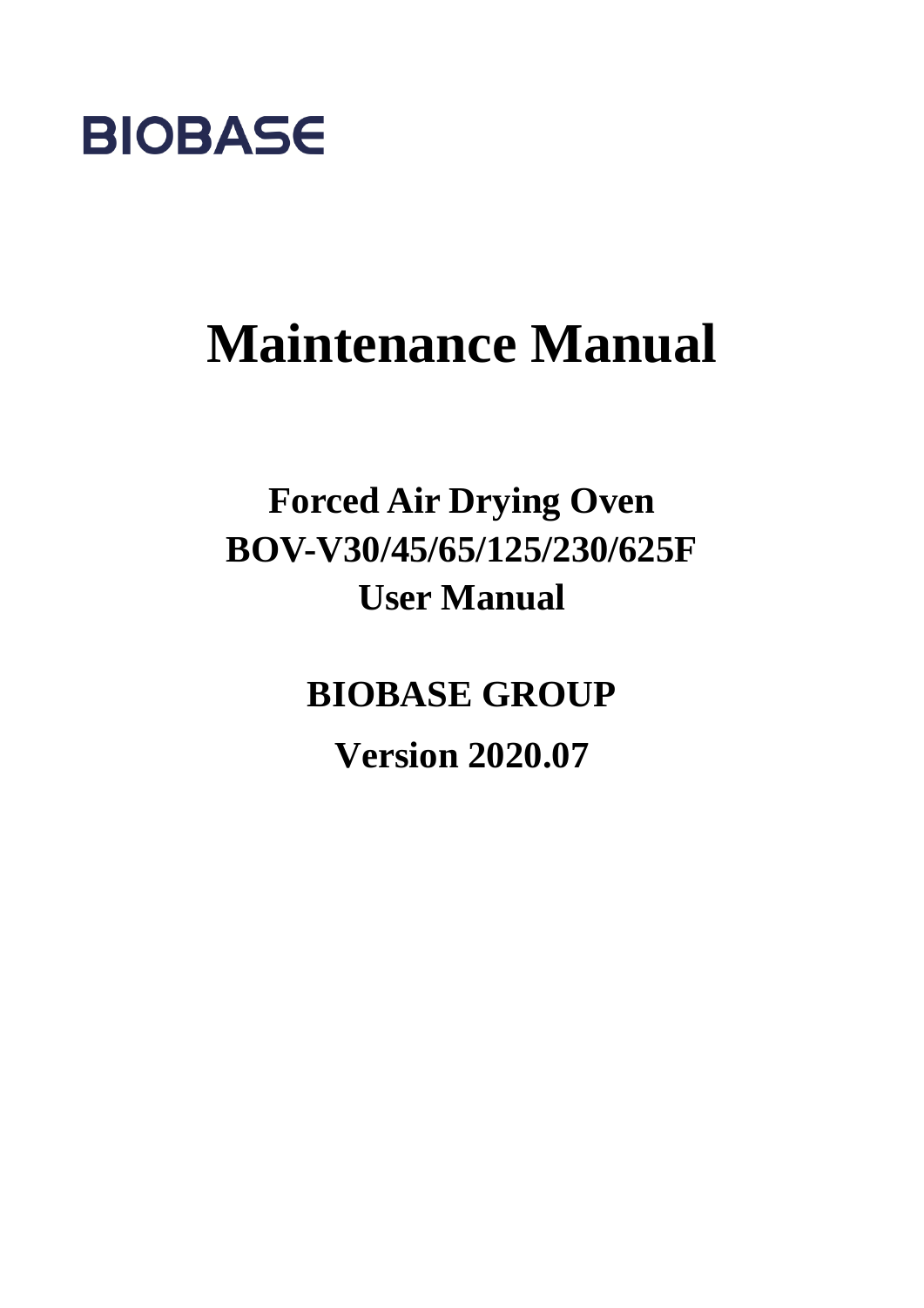BIOBASE

# Maintenance Manual

## Forced Air Drying Oven
## BOV-V30/45/65/125/230/625F
## User Manual

## BIOBASE GROUP

## Version 2020.07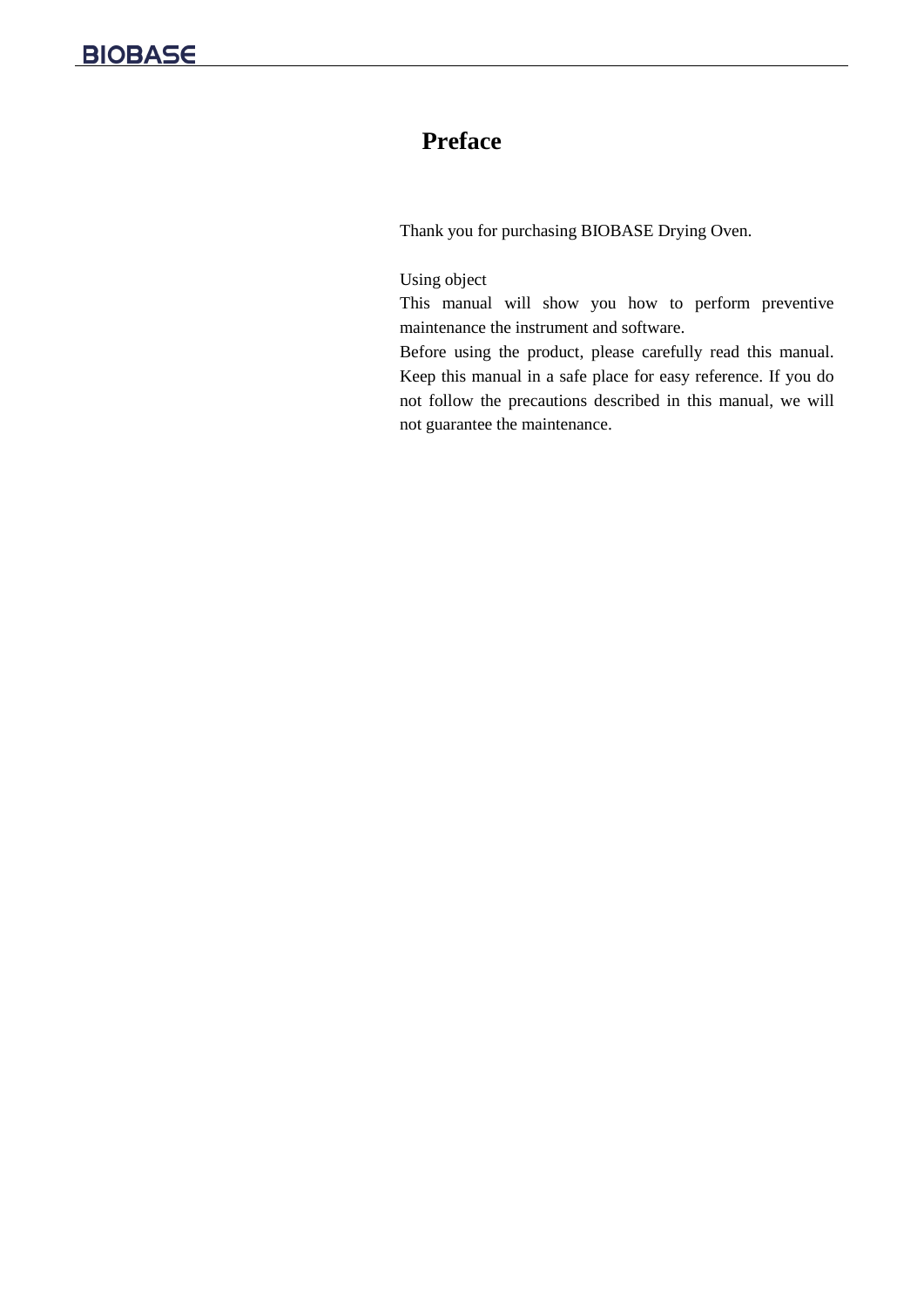# Preface

Thank you for purchasing BIOBASE Drying Oven.

Using object

This manual will show you how to perform preventive maintenance the instrument and software.

Before using the product, please carefully read this manual. Keep this manual in a safe place for easy reference. If you do not follow the precautions described in this manual, we will not guarantee the maintenance.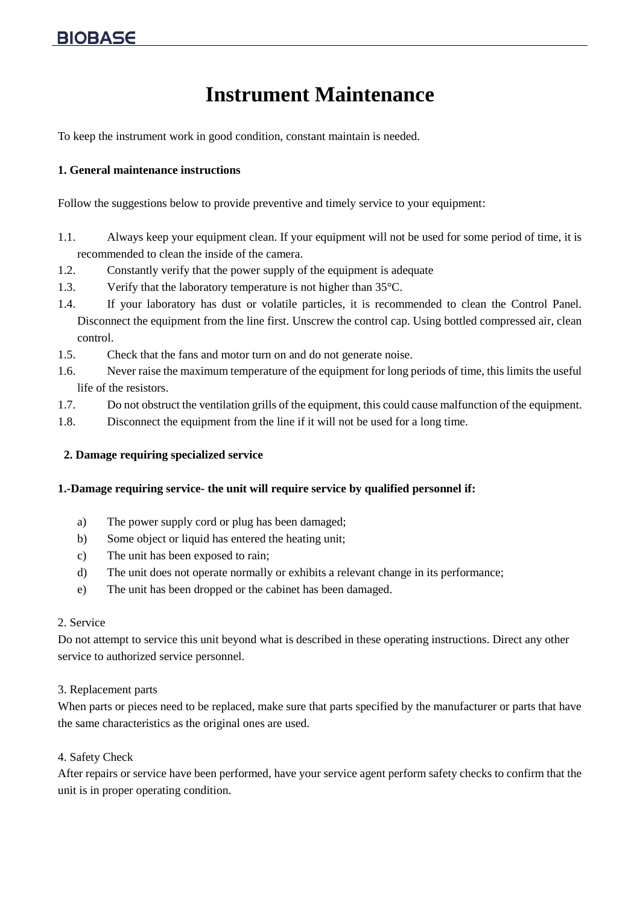# Instrument Maintenance

To keep the instrument work in good condition, constant maintain is needed.

**1. General maintenance instructions**

Follow the suggestions below to provide preventive and timely service to your equipment:

1.1. Always keep your equipment clean. If your equipment will not be used for some period of time, it is recommended to clean the inside of the camera.

1.2. Constantly verify that the power supply of the equipment is adequate

1.3. Verify that the laboratory temperature is not higher than 35°C.

1.4. If your laboratory has dust or volatile particles, it is recommended to clean the Control Panel. Disconnect the equipment from the line first. Unscrew the control cap. Using bottled compressed air, clean control.

1.5. Check that the fans and motor turn on and do not generate noise.

1.6. Never raise the maximum temperature of the equipment for long periods of time, this limits the useful life of the resistors.

1.7. Do not obstruct the ventilation grills of the equipment, this could cause malfunction of the equipment.

1.8. Disconnect the equipment from the line if it will not be used for a long time.

**2. Damage requiring specialized service**

**1.-Damage requiring service- the unit will require service by qualified personnel if:**

a) The power supply cord or plug has been damaged;
b) Some object or liquid has entered the heating unit;
c) The unit has been exposed to rain;
d) The unit does not operate normally or exhibits a relevant change in its performance;
e) The unit has been dropped or the cabinet has been damaged.

2. Service
Do not attempt to service this unit beyond what is described in these operating instructions. Direct any other service to authorized service personnel.

3. Replacement parts
When parts or pieces need to be replaced, make sure that parts specified by the manufacturer or parts that have the same characteristics as the original ones are used.

4. Safety Check
After repairs or service have been performed, have your service agent perform safety checks to confirm that the unit is in proper operating condition.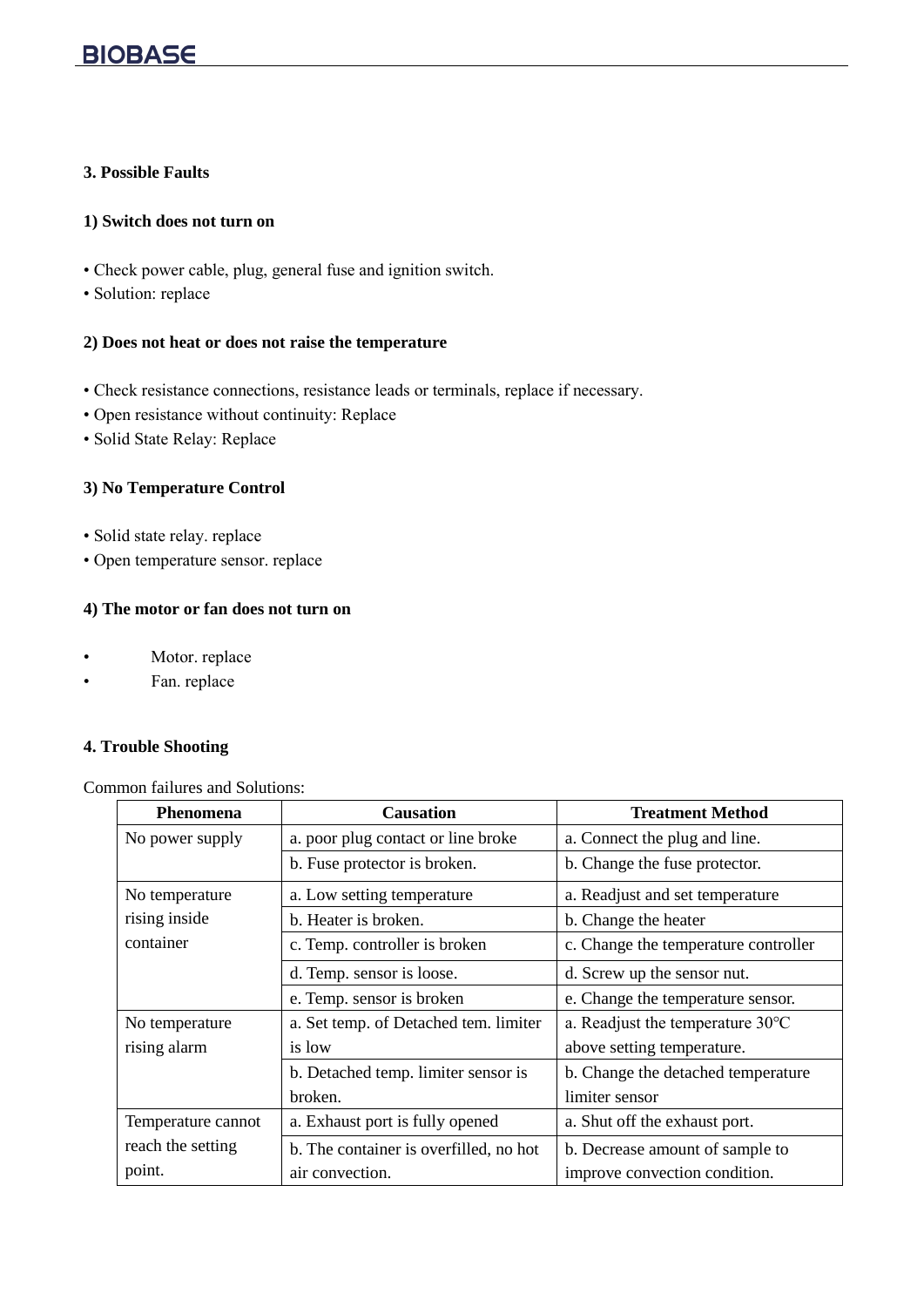### 3. Possible Faults

#### 1) Switch does not turn on

- Check power cable, plug, general fuse and ignition switch.
- Solution: replace

#### 2) Does not heat or does not raise the temperature

- Check resistance connections, resistance leads or terminals, replace if necessary.
- Open resistance without continuity: Replace
- Solid State Relay: Replace

#### 3) No Temperature Control

- Solid state relay. replace
- Open temperature sensor. replace

#### 4) The motor or fan does not turn on

- Motor. replace
- Fan. replace

### 4. Trouble Shooting

Common failures and Solutions:

| Phenomena | Causation | Treatment Method |
|---|---|---|
| No power supply | a. poor plug contact or line broke | a. Connect the plug and line. |
| | b. Fuse protector is broken. | b. Change the fuse protector. |
| No temperature rising inside container | a. Low setting temperature | a. Readjust and set temperature |
| | b. Heater is broken. | b. Change the heater |
| | c. Temp. controller is broken | c. Change the temperature controller |
| | d. Temp. sensor is loose. | d. Screw up the sensor nut. |
| | e. Temp. sensor is broken | e. Change the temperature sensor. |
| No temperature rising alarm | a. Set temp. of Detached tem. limiter is low | a. Readjust the temperature 30℃ above setting temperature. |
| | b. Detached temp. limiter sensor is broken. | b. Change the detached temperature limiter sensor |
| Temperature cannot reach the setting point. | a. Exhaust port is fully opened | a. Shut off the exhaust port. |
| | b. The container is overfilled, no hot air convection. | b. Decrease amount of sample to improve convection condition. |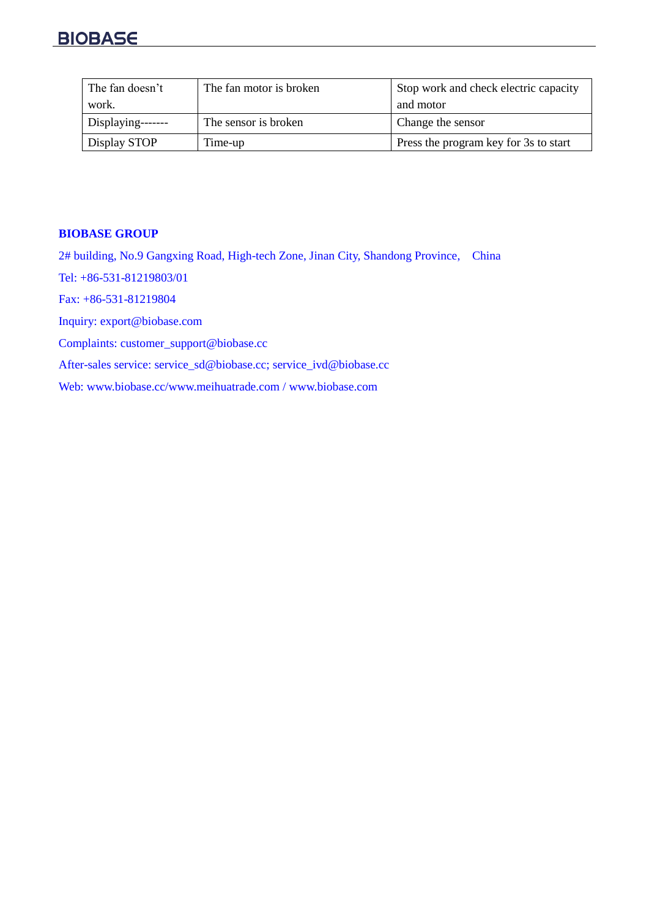| | | |
|---|---|---|
| The fan doesn’t work. | The fan motor is broken | Stop work and check electric capacity and motor |
| Displaying------- | The sensor is broken | Change the sensor |
| Display STOP | Time-up | Press the program key for 3s to start |

**BIOBASE GROUP**

2# building, No.9 Gangxing Road, High-tech Zone, Jinan City, Shandong Province, China

Tel: +86-531-81219803/01

Fax: +86-531-81219804

Inquiry: export@biobase.com

Complaints: customer_support@biobase.cc

After-sales service: service_sd@biobase.cc; service_ivd@biobase.cc

Web: www.biobase.cc/www.meihuatrade.com / www.biobase.com